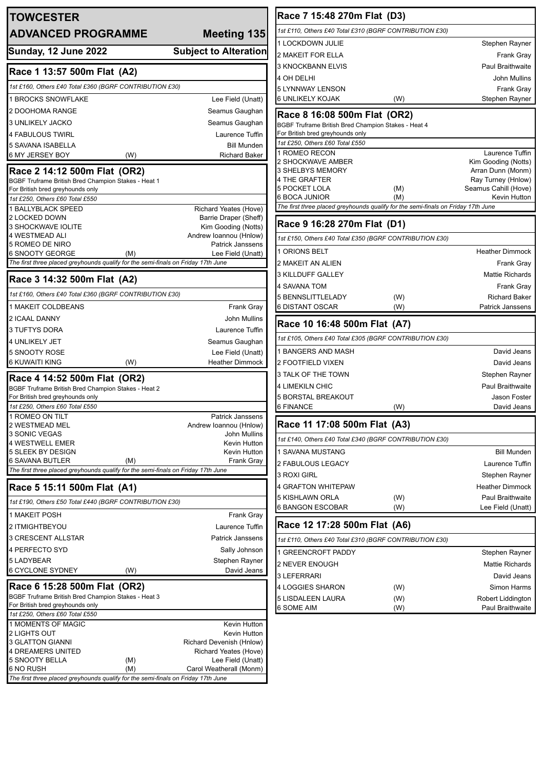# TOWCESTER

## ADVANCED PROGRAMME — Meeting 135

**Sunday, 12 June 2022** — **Subject to Alteration**

### Race 1 13:57 500m Flat (A2)

*1st £160, Others £40 Total £360 (BGRF CONTRIBUTION £30)*

| Trap | Greyhound | | Trainer |
|---|---|---|---|
| 1 | BROCKS SNOWFLAKE | | Lee Field (Unatt) |
| 2 | DOOHOMA RANGE | | Seamus Gaughan |
| 3 | UNLIKELY JACKO | | Seamus Gaughan |
| 4 | FABULOUS TWIRL | | Laurence Tuffin |
| 5 | SAVANA ISABELLA | | Bill Munden |
| 6 | MY JERSEY BOY | (W) | Richard Baker |

### Race 2 14:12 500m Flat (OR2)

BGBF Truframe British Bred Champion Stakes - Heat 1
For British bred greyhounds only

*1st £250, Others £60 Total £550*

| Trap | Greyhound | | Trainer |
|---|---|---|---|
| 1 | BALLYBLACK SPEED | | Richard Yeates (Hove) |
| 2 | LOCKED DOWN | | Barrie Draper (Sheff) |
| 3 | SHOCKWAVE IOLITE | | Kim Gooding (Notts) |
| 4 | WESTMEAD ALI | | Andrew Ioannou (Hnlow) |
| 5 | ROMEO DE NIRO | | Patrick Janssens |
| 6 | SNOOTY GEORGE | (M) | Lee Field (Unatt) |

*The first three placed greyhounds qualify for the semi-finals on Friday 17th June*

### Race 3 14:32 500m Flat (A2)

*1st £160, Others £40 Total £360 (BGRF CONTRIBUTION £30)*

| Trap | Greyhound | | Trainer |
|---|---|---|---|
| 1 | MAKEIT COLDBEANS | | Frank Gray |
| 2 | ICAAL DANNY | | John Mullins |
| 3 | TUFTYS DORA | | Laurence Tuffin |
| 4 | UNLIKELY JET | | Seamus Gaughan |
| 5 | SNOOTY ROSE | | Lee Field (Unatt) |
| 6 | KUWAITI KING | (W) | Heather Dimmock |

### Race 4 14:52 500m Flat (OR2)

BGBF Truframe British Bred Champion Stakes - Heat 2
For British bred greyhounds only

*1st £250, Others £60 Total £550*

| Trap | Greyhound | | Trainer |
|---|---|---|---|
| 1 | ROMEO ON TILT | | Patrick Janssens |
| 2 | WESTMEAD MEL | | Andrew Ioannou (Hnlow) |
| 3 | SONIC VEGAS | | John Mullins |
| 4 | WESTWELL EMER | | Kevin Hutton |
| 5 | SLEEK BY DESIGN | | Kevin Hutton |
| 6 | SAVANA BUTLER | (M) | Frank Gray |

*The first three placed greyhounds qualify for the semi-finals on Friday 17th June*

### Race 5 15:11 500m Flat (A1)

*1st £190, Others £50 Total £440 (BGRF CONTRIBUTION £30)*

| Trap | Greyhound | | Trainer |
|---|---|---|---|
| 1 | MAKEIT POSH | | Frank Gray |
| 2 | ITMIGHTBEYOU | | Laurence Tuffin |
| 3 | CRESCENT ALLSTAR | | Patrick Janssens |
| 4 | PERFECTO SYD | | Sally Johnson |
| 5 | LADYBEAR | | Stephen Rayner |
| 6 | CYCLONE SYDNEY | (W) | David Jeans |

### Race 6 15:28 500m Flat (OR2)

BGBF Truframe British Bred Champion Stakes - Heat 3
For British bred greyhounds only

*1st £250, Others £60 Total £550*

| Trap | Greyhound | | Trainer |
|---|---|---|---|
| 1 | MOMENTS OF MAGIC | | Kevin Hutton |
| 2 | LIGHTS OUT | | Kevin Hutton |
| 3 | GLATTON GIANNI | | Richard Devenish (Hnlow) |
| 4 | DREAMERS UNITED | | Richard Yeates (Hove) |
| 5 | SNOOTY BELLA | (M) | Lee Field (Unatt) |
| 6 | NO RUSH | (M) | Carol Weatherall (Monm) |

*The first three placed greyhounds qualify for the semi-finals on Friday 17th June*

### Race 7 15:48 270m Flat (D3)

*1st £110, Others £40 Total £310 (BGRF CONTRIBUTION £30)*

| Trap | Greyhound | | Trainer |
|---|---|---|---|
| 1 | LOCKDOWN JULIE | | Stephen Rayner |
| 2 | MAKEIT FOR ELLA | | Frank Gray |
| 3 | KNOCKBANN ELVIS | | Paul Braithwaite |
| 4 | OH DELHI | | John Mullins |
| 5 | LYNNWAY LENSON | | Frank Gray |
| 6 | UNLIKELY KOJAK | (W) | Stephen Rayner |

### Race 8 16:08 500m Flat (OR2)

BGBF Truframe British Bred Champion Stakes - Heat 4
For British bred greyhounds only

*1st £250, Others £60 Total £550*

| Trap | Greyhound | | Trainer |
|---|---|---|---|
| 1 | ROMEO RECON | | Laurence Tuffin |
| 2 | SHOCKWAVE AMBER | | Kim Gooding (Notts) |
| 3 | SHELBYS MEMORY | | Arran Dunn (Monm) |
| 4 | THE GRAFTER | | Ray Turney (Hnlow) |
| 5 | POCKET LOLA | (M) | Seamus Cahill (Hove) |
| 6 | BOCA JUNIOR | (M) | Kevin Hutton |

*The first three placed greyhounds qualify for the semi-finals on Friday 17th June*

### Race 9 16:28 270m Flat (D1)

*1st £150, Others £40 Total £350 (BGRF CONTRIBUTION £30)*

| Trap | Greyhound | | Trainer |
|---|---|---|---|
| 1 | ORIONS BELT | | Heather Dimmock |
| 2 | MAKEIT AN ALIEN | | Frank Gray |
| 3 | KILLDUFF GALLEY | | Mattie Richards |
| 4 | SAVANA TOM | | Frank Gray |
| 5 | BENNSLITTLELADY | (W) | Richard Baker |
| 6 | DISTANT OSCAR | (W) | Patrick Janssens |

### Race 10 16:48 500m Flat (A7)

*1st £105, Others £40 Total £305 (BGRF CONTRIBUTION £30)*

| Trap | Greyhound | | Trainer |
|---|---|---|---|
| 1 | BANGERS AND MASH | | David Jeans |
| 2 | FOOTFIELD VIXEN | | David Jeans |
| 3 | TALK OF THE TOWN | | Stephen Rayner |
| 4 | LIMEKILN CHIC | | Paul Braithwaite |
| 5 | BORSTAL BREAKOUT | | Jason Foster |
| 6 | FINANCE | (W) | David Jeans |

### Race 11 17:08 500m Flat (A3)

*1st £140, Others £40 Total £340 (BGRF CONTRIBUTION £30)*

| Trap | Greyhound | | Trainer |
|---|---|---|---|
| 1 | SAVANA MUSTANG | | Bill Munden |
| 2 | FABULOUS LEGACY | | Laurence Tuffin |
| 3 | ROXI GIRL | | Stephen Rayner |
| 4 | GRAFTON WHITEPAW | | Heather Dimmock |
| 5 | KISHLAWN ORLA | (W) | Paul Braithwaite |
| 6 | BANGON ESCOBAR | (W) | Lee Field (Unatt) |

### Race 12 17:28 500m Flat (A6)

*1st £110, Others £40 Total £310 (BGRF CONTRIBUTION £30)*

| Trap | Greyhound | | Trainer |
|---|---|---|---|
| 1 | GREENCROFT PADDY | | Stephen Rayner |
| 2 | NEVER ENOUGH | | Mattie Richards |
| 3 | LEFERRARI | | David Jeans |
| 4 | LOGGIES SHARON | (W) | Simon Harms |
| 5 | LISDALEEN LAURA | (W) | Robert Liddington |
| 6 | SOME AIM | (W) | Paul Braithwaite |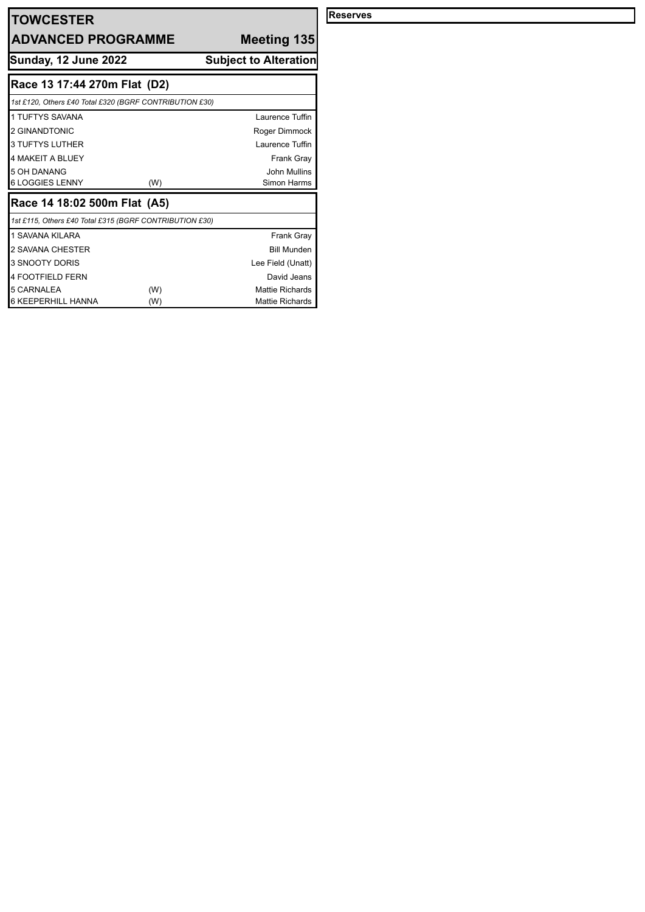# TOWCESTER

## ADVANCED PROGRAMME — Meeting 135

**Sunday, 12 June 2022** — **Subject to Alteration**

### Race 13 17:44 270m Flat (D2)

*1st £120, Others £40 Total £320 (BGRF CONTRIBUTION £30)*

| | | |
|---|---|---|
| 1 TUFTYS SAVANA | | Laurence Tuffin |
| 2 GINANDTONIC | | Roger Dimmock |
| 3 TUFTYS LUTHER | | Laurence Tuffin |
| 4 MAKEIT A BLUEY | | Frank Gray |
| 5 OH DANANG | | John Mullins |
| 6 LOGGIES LENNY | (W) | Simon Harms |

### Race 14 18:02 500m Flat (A5)

*1st £115, Others £40 Total £315 (BGRF CONTRIBUTION £30)*

| | | |
|---|---|---|
| 1 SAVANA KILARA | | Frank Gray |
| 2 SAVANA CHESTER | | Bill Munden |
| 3 SNOOTY DORIS | | Lee Field (Unatt) |
| 4 FOOTFIELD FERN | | David Jeans |
| 5 CARNALEA | (W) | Mattie Richards |
| 6 KEEPERHILL HANNA | (W) | Mattie Richards |

**Reserves**